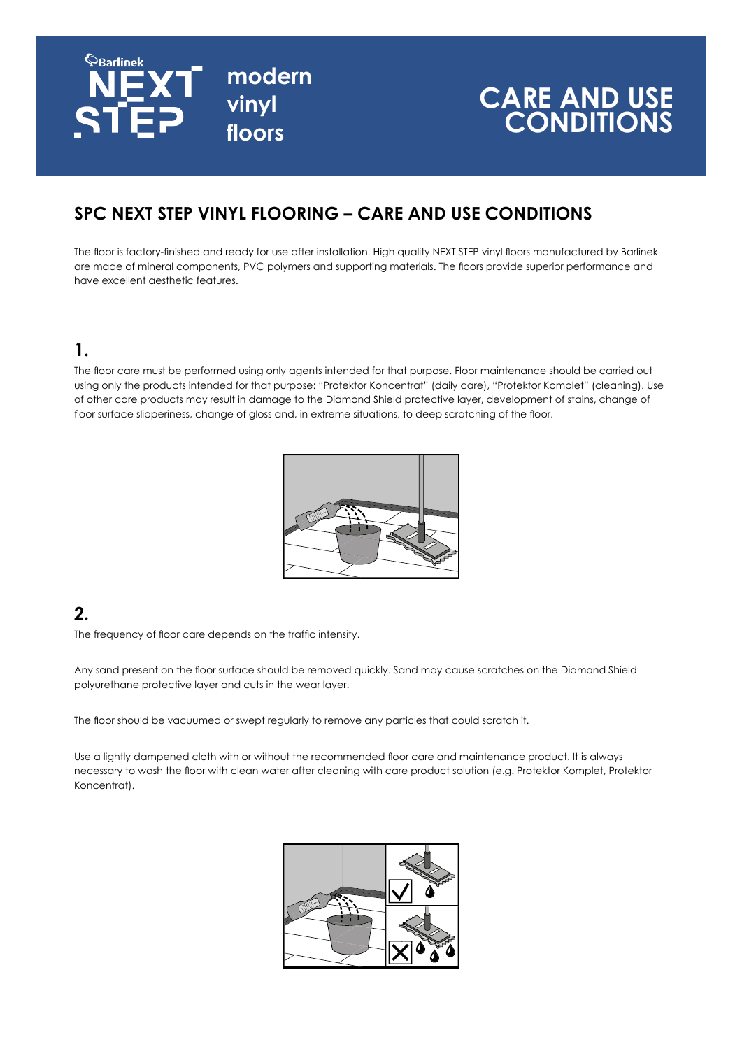Barlinek NEXT STEP modern vinyl floors

# CARE AND USE CONDITIONS

## SPC NEXT STEP VINYL FLOORING – CARE AND USE CONDITIONS

The floor is factory-finished and ready for use after installation. High quality NEXT STEP vinyl floors manufactured by Barlinek are made of mineral components, PVC polymers and supporting materials. The floors provide superior performance and have excellent aesthetic features.

### 1.

The floor care must be performed using only agents intended for that purpose. Floor maintenance should be carried out using only the products intended for that purpose: "Protektor Koncentrat" (daily care), "Protektor Komplet" (cleaning). Use of other care products may result in damage to the Diamond Shield protective layer, development of stains, change of floor surface slipperiness, change of gloss and, in extreme situations, to deep scratching of the floor.

### 2.

The frequency of floor care depends on the traffic intensity.

Any sand present on the floor surface should be removed quickly. Sand may cause scratches on the Diamond Shield polyurethane protective layer and cuts in the wear layer.

The floor should be vacuumed or swept regularly to remove any particles that could scratch it.

Use a lightly dampened cloth with or without the recommended floor care and maintenance product. It is always necessary to wash the floor with clean water after cleaning with care product solution (e.g. Protektor Komplet, Protektor Koncentrat).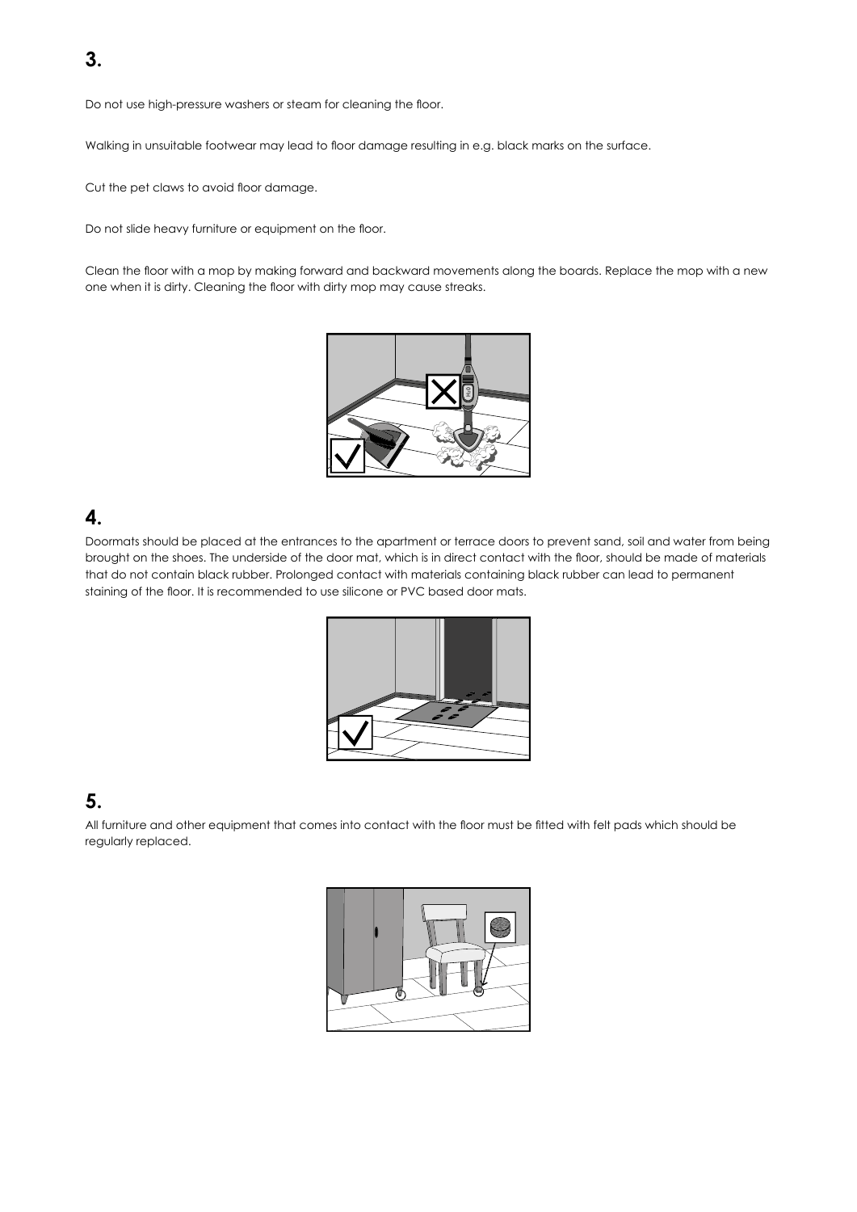## 3.

Do not use high-pressure washers or steam for cleaning the floor.

Walking in unsuitable footwear may lead to floor damage resulting in e.g. black marks on the surface.

Cut the pet claws to avoid floor damage.

Do not slide heavy furniture or equipment on the floor.

Clean the floor with a mop by making forward and backward movements along the boards. Replace the mop with a new one when it is dirty. Cleaning the floor with dirty mop may cause streaks.

## 4.

Doormats should be placed at the entrances to the apartment or terrace doors to prevent sand, soil and water from being brought on the shoes. The underside of the door mat, which is in direct contact with the floor, should be made of materials that do not contain black rubber. Prolonged contact with materials containing black rubber can lead to permanent staining of the floor. It is recommended to use silicone or PVC based door mats.

## 5.

All furniture and other equipment that comes into contact with the floor must be fitted with felt pads which should be regularly replaced.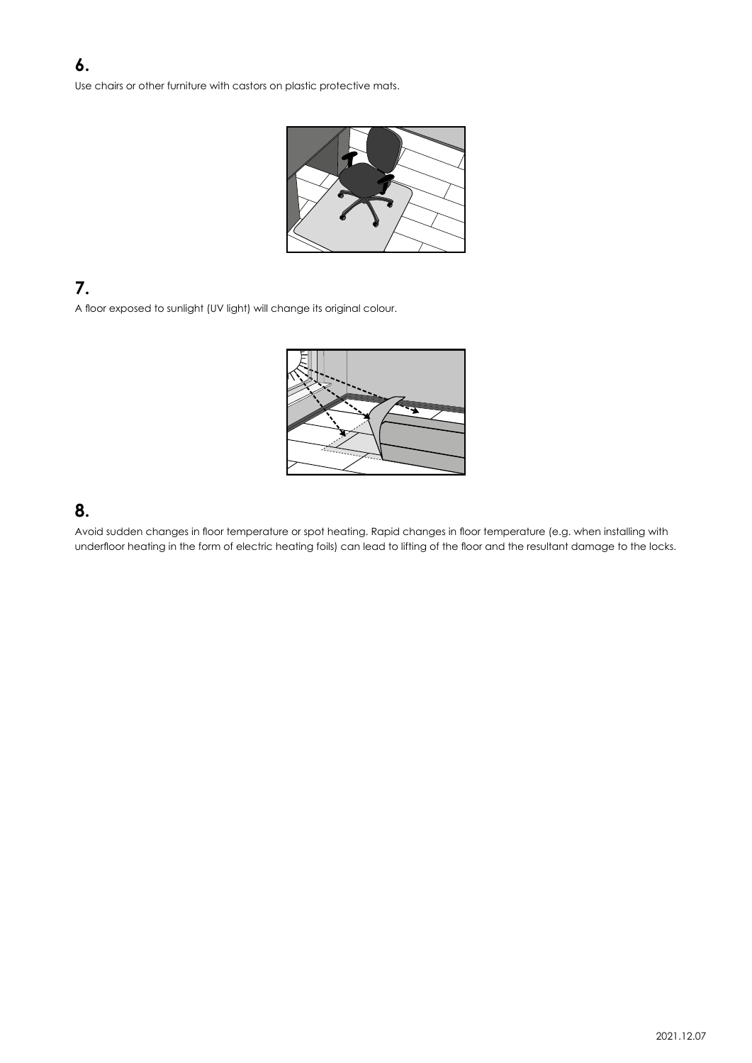## 6.

Use chairs or other furniture with castors on plastic protective mats.

## 7.

A floor exposed to sunlight (UV light) will change its original colour.

## 8.

Avoid sudden changes in floor temperature or spot heating. Rapid changes in floor temperature (e.g. when installing with underfloor heating in the form of electric heating foils) can lead to lifting of the floor and the resultant damage to the locks.

2021.12.07